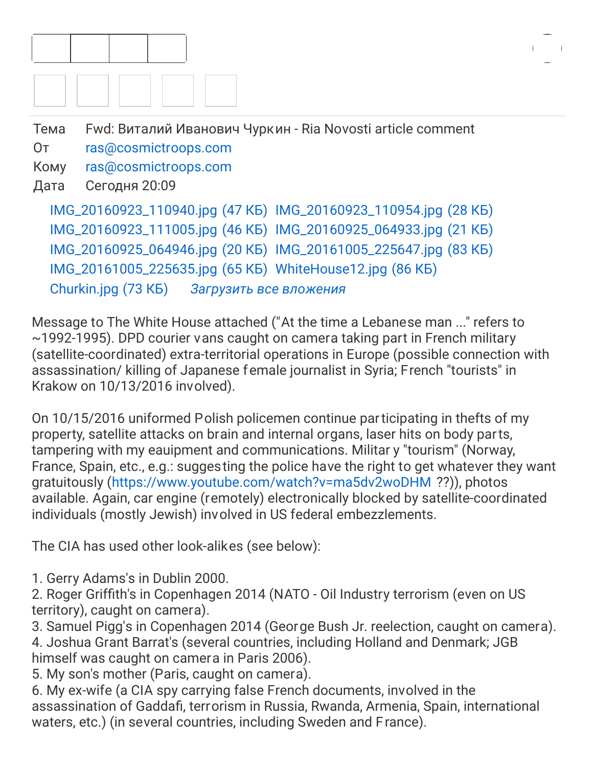Тема Fwd: Виталий Иванович Чуркин - Ria Novosti article comment
От ras@cosmictroops.com
Кому ras@cosmictroops.com
Дата Сегодня 20:09

IMG_20160923_110940.jpg (47 КБ) IMG_20160923_110954.jpg (28 КБ)
IMG_20160923_111005.jpg (46 КБ) IMG_20160925_064933.jpg (21 КБ)
IMG_20160925_064946.jpg (20 КБ) IMG_20161005_225647.jpg (83 КБ)
IMG_20161005_225635.jpg (65 КБ) WhiteHouse12.jpg (86 КБ)
Churkin.jpg (73 КБ) *Загрузить все вложения*

Message to The White House attached ("At the time a Lebanese man ..." refers to ~1992-1995). DPD courier vans caught on camera taking part in French military (satellite-coordinated) extra-territorial operations in Europe (possible connection with assassination/ killing of Japanese female journalist in Syria; French "tourists" in Krakow on 10/13/2016 involved).

On 10/15/2016 uniformed Polish policemen continue participating in thefts of my property, satellite attacks on brain and internal organs, laser hits on body parts, tampering with my eauipment and communications. Militar y "tourism" (Norway, France, Spain, etc., e.g.: suggesting the police have the right to get whatever they want gratuitously (https://www.youtube.com/watch?v=ma5dv2woDHM ??)), photos available. Again, car engine (remotely) electronically blocked by satellite-coordinated individuals (mostly Jewish) involved in US federal embezzlements.

The CIA has used other look-alikes (see below):

1. Gerry Adams's in Dublin 2000.
2. Roger Griffith's in Copenhagen 2014 (NATO - Oil Industry terrorism (even on US territory), caught on camera).
3. Samuel Pigg's in Copenhagen 2014 (George Bush Jr. reelection, caught on camera).
4. Joshua Grant Barrat's (several countries, including Holland and Denmark; JGB himself was caught on camera in Paris 2006).
5. My son's mother (Paris, caught on camera).
6. My ex-wife (a CIA spy carrying false French documents, involved in the assassination of Gaddafi, terrorism in Russia, Rwanda, Armenia, Spain, international waters, etc.) (in several countries, including Sweden and France).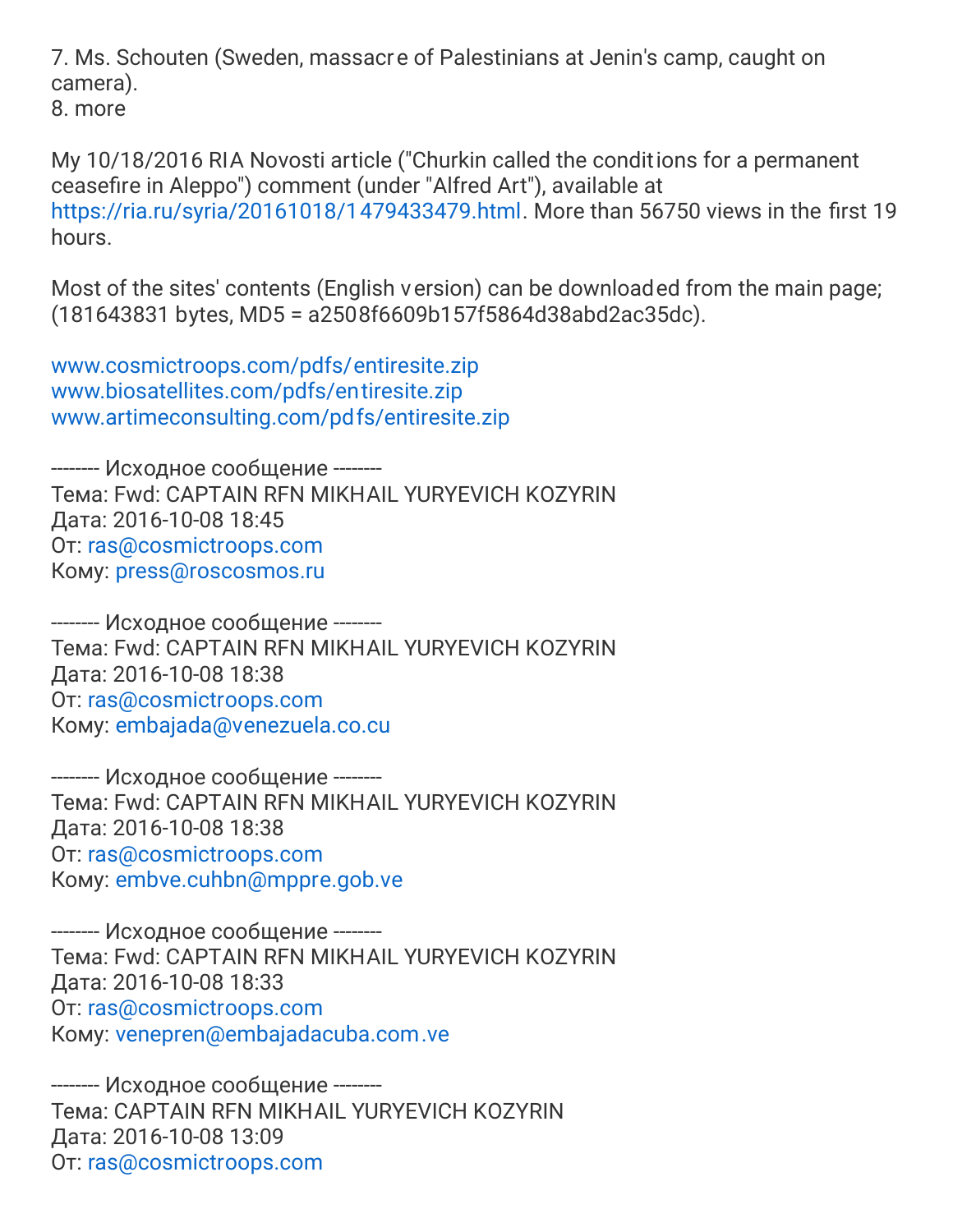7. Ms. Schouten (Sweden, massacre of Palestinians at Jenin's camp, caught on camera).
8. more

My 10/18/2016 RIA Novosti article ("Churkin called the conditions for a permanent ceasefire in Aleppo") comment (under "Alfred Art"), available at https://ria.ru/syria/20161018/1479433479.html. More than 56750 views in the first 19 hours.

Most of the sites' contents (English version) can be downloaded from the main page; (181643831 bytes, MD5 = a2508f6609b157f5864d38abd2ac35dc).

www.cosmictroops.com/pdfs/entiresite.zip
www.biosatellites.com/pdfs/entiresite.zip
www.artimeconsulting.com/pdfs/entiresite.zip

-------- Исходное сообщение --------
Тема: Fwd: CAPTAIN RFN MIKHAIL YURYEVICH KOZYRIN
Дата: 2016-10-08 18:45
От: ras@cosmictroops.com
Кому: press@roscosmos.ru

-------- Исходное сообщение --------
Тема: Fwd: CAPTAIN RFN MIKHAIL YURYEVICH KOZYRIN
Дата: 2016-10-08 18:38
От: ras@cosmictroops.com
Кому: embajada@venezuela.co.cu

-------- Исходное сообщение --------
Тема: Fwd: CAPTAIN RFN MIKHAIL YURYEVICH KOZYRIN
Дата: 2016-10-08 18:38
От: ras@cosmictroops.com
Кому: embve.cuhbn@mppre.gob.ve

-------- Исходное сообщение --------
Тема: Fwd: CAPTAIN RFN MIKHAIL YURYEVICH KOZYRIN
Дата: 2016-10-08 18:33
От: ras@cosmictroops.com
Кому: venepren@embajadacuba.com.ve

-------- Исходное сообщение --------
Тема: CAPTAIN RFN MIKHAIL YURYEVICH KOZYRIN
Дата: 2016-10-08 13:09
От: ras@cosmictroops.com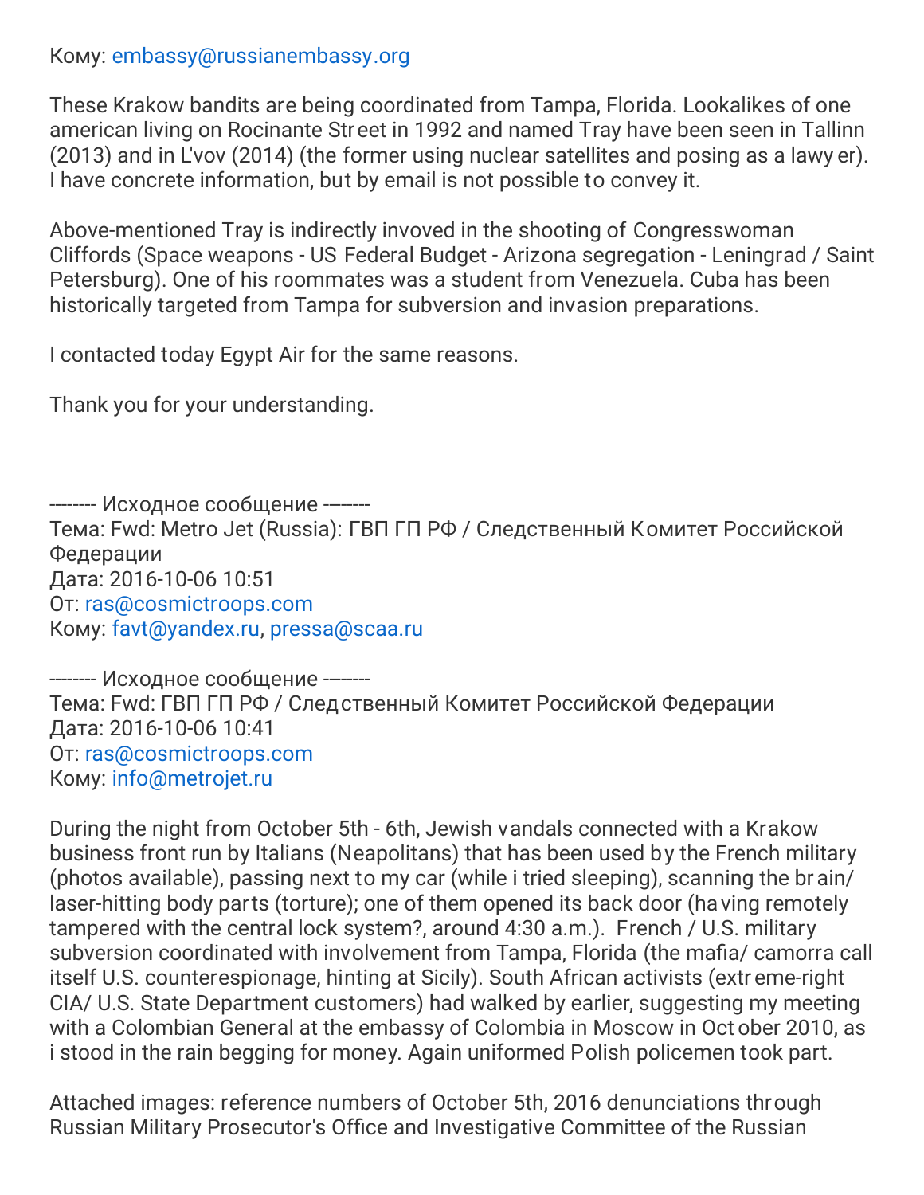Кому: embassy@russianembassy.org

These Krakow bandits are being coordinated from Tampa, Florida. Lookalikes of one american living on Rocinante Street in 1992 and named Tray have been seen in Tallinn (2013) and in L'vov (2014) (the former using nuclear satellites and posing as a lawyer). I have concrete information, but by email is not possible to convey it.

Above-mentioned Tray is indirectly invoved in the shooting of Congresswoman Cliffords (Space weapons - US Federal Budget - Arizona segregation - Leningrad / Saint Petersburg). One of his roommates was a student from Venezuela. Cuba has been historically targeted from Tampa for subversion and invasion preparations.

I contacted today Egypt Air for the same reasons.

Thank you for your understanding.

-------- Исходное сообщение --------
Тема: Fwd: Metro Jet (Russia): ГВП ГП РФ / Следственный Комитет Российской Федерации
Дата: 2016-10-06 10:51
От: ras@cosmictroops.com
Кому: favt@yandex.ru, pressa@scaa.ru

-------- Исходное сообщение --------
Тема: Fwd: ГВП ГП РФ / Следственный Комитет Российской Федерации
Дата: 2016-10-06 10:41
От: ras@cosmictroops.com
Кому: info@metrojet.ru

During the night from October 5th - 6th, Jewish vandals connected with a Krakow business front run by Italians (Neapolitans) that has been used by the French military (photos available), passing next to my car (while i tried sleeping), scanning the brain/ laser-hitting body parts (torture); one of them opened its back door (having remotely tampered with the central lock system?, around 4:30 a.m.). French / U.S. military subversion coordinated with involvement from Tampa, Florida (the mafia/ camorra call itself U.S. counterespionage, hinting at Sicily). South African activists (extreme-right CIA/ U.S. State Department customers) had walked by earlier, suggesting my meeting with a Colombian General at the embassy of Colombia in Moscow in October 2010, as i stood in the rain begging for money. Again uniformed Polish policemen took part.

Attached images: reference numbers of October 5th, 2016 denunciations through Russian Military Prosecutor's Office and Investigative Committee of the Russian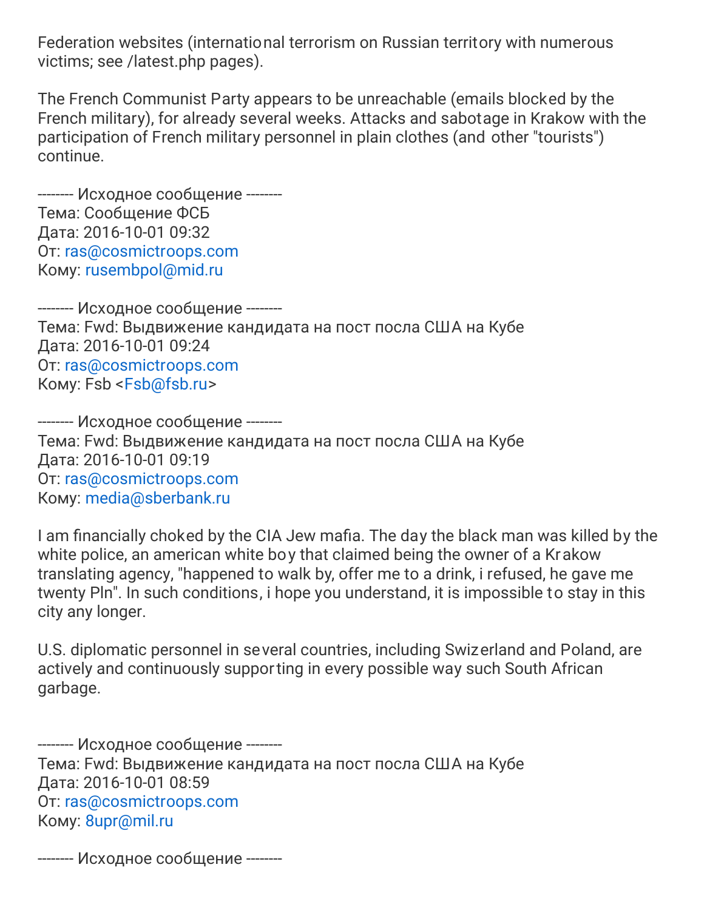Federation websites (international terrorism on Russian territory with numerous victims; see /latest.php pages).

The French Communist Party appears to be unreachable (emails blocked by the French military), for already several weeks. Attacks and sabotage in Krakow with the participation of French military personnel in plain clothes (and other "tourists") continue.

-------- Исходное сообщение --------
Тема: Сообщение ФСБ
Дата: 2016-10-01 09:32
От: ras@cosmictroops.com
Кому: rusembpol@mid.ru

-------- Исходное сообщение --------
Тема: Fwd: Выдвижение кандидата на пост посла США на Кубе
Дата: 2016-10-01 09:24
От: ras@cosmictroops.com
Кому: Fsb <Fsb@fsb.ru>

-------- Исходное сообщение --------
Тема: Fwd: Выдвижение кандидата на пост посла США на Кубе
Дата: 2016-10-01 09:19
От: ras@cosmictroops.com
Кому: media@sberbank.ru

I am financially choked by the CIA Jew mafia. The day the black man was killed by the white police, an american white boy that claimed being the owner of a Krakow translating agency, "happened to walk by, offer me to a drink, i refused, he gave me twenty Pln". In such conditions, i hope you understand, it is impossible to stay in this city any longer.

U.S. diplomatic personnel in several countries, including Swizerland and Poland, are actively and continuously supporting in every possible way such South African garbage.

-------- Исходное сообщение --------
Тема: Fwd: Выдвижение кандидата на пост посла США на Кубе
Дата: 2016-10-01 08:59
От: ras@cosmictroops.com
Кому: 8upr@mil.ru

-------- Исходное сообщение --------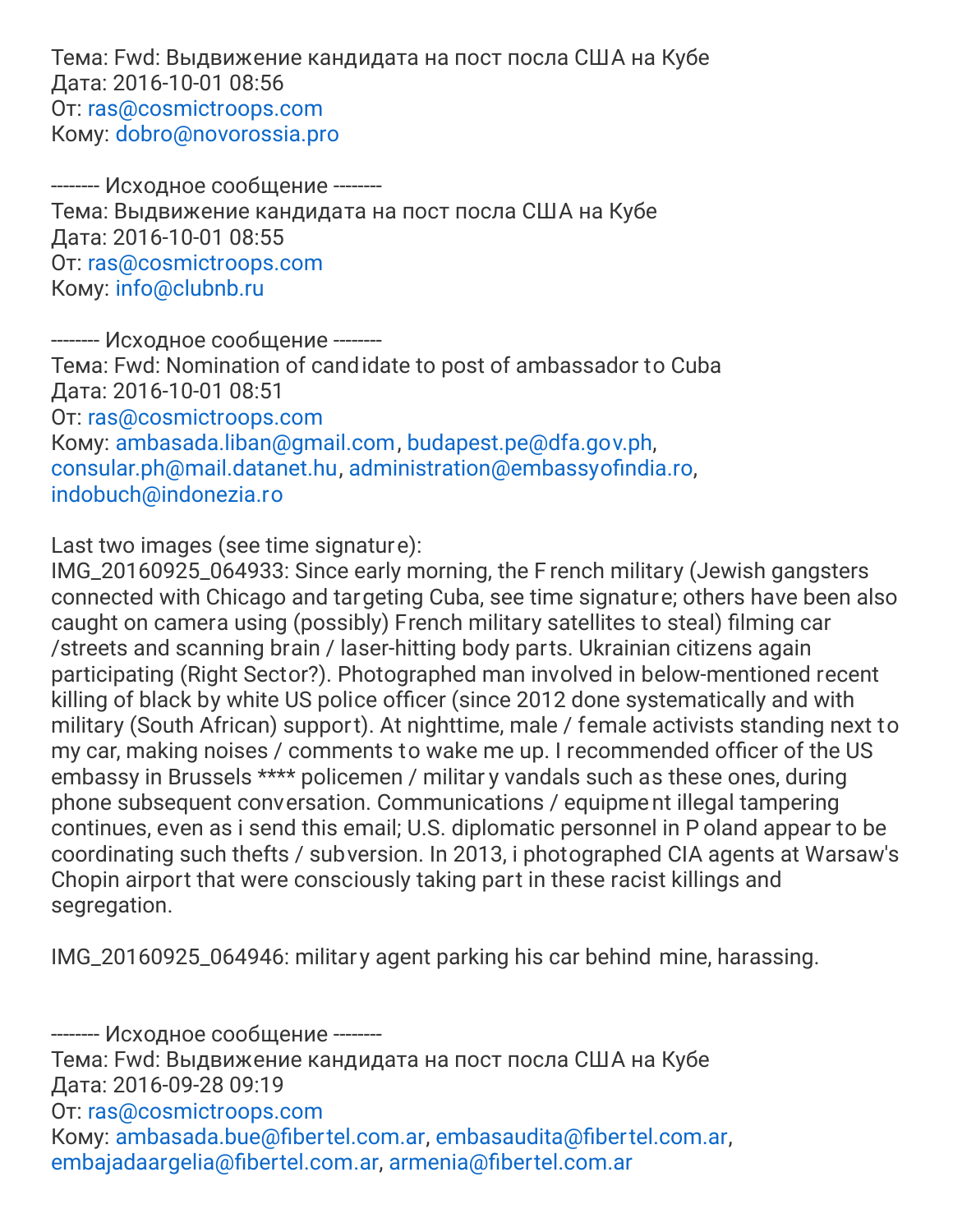Тема: Fwd: Выдвижение кандидата на пост посла США на Кубе
Дата: 2016-10-01 08:56
От: ras@cosmictroops.com
Кому: dobro@novorossia.pro

-------- Исходное сообщение --------
Тема: Выдвижение кандидата на пост посла США на Кубе
Дата: 2016-10-01 08:55
От: ras@cosmictroops.com
Кому: info@clubnb.ru

-------- Исходное сообщение --------
Тема: Fwd: Nomination of candidate to post of ambassador to Cuba
Дата: 2016-10-01 08:51
От: ras@cosmictroops.com
Кому: ambasada.liban@gmail.com, budapest.pe@dfa.gov.ph, consular.ph@mail.datanet.hu, administration@embassyofindia.ro, indobuch@indonezia.ro

Last two images (see time signature):
IMG_20160925_064933: Since early morning, the French military (Jewish gangsters connected with Chicago and targeting Cuba, see time signature; others have been also caught on camera using (possibly) French military satellites to steal) filming car /streets and scanning brain / laser-hitting body parts. Ukrainian citizens again participating (Right Sector?). Photographed man involved in below-mentioned recent killing of black by white US police officer (since 2012 done systematically and with military (South African) support). At nighttime, male / female activists standing next to my car, making noises / comments to wake me up. I recommended officer of the US embassy in Brussels **** policemen / military vandals such as these ones, during phone subsequent conversation. Communications / equipment illegal tampering continues, even as i send this email; U.S. diplomatic personnel in Poland appear to be coordinating such thefts / subversion. In 2013, i photographed CIA agents at Warsaw's Chopin airport that were consciously taking part in these racist killings and segregation.

IMG_20160925_064946: military agent parking his car behind mine, harassing.

-------- Исходное сообщение --------
Тема: Fwd: Выдвижение кандидата на пост посла США на Кубе
Дата: 2016-09-28 09:19
От: ras@cosmictroops.com
Кому: ambasada.bue@fibertel.com.ar, embasaudita@fibertel.com.ar, embajadaargelia@fibertel.com.ar, armenia@fibertel.com.ar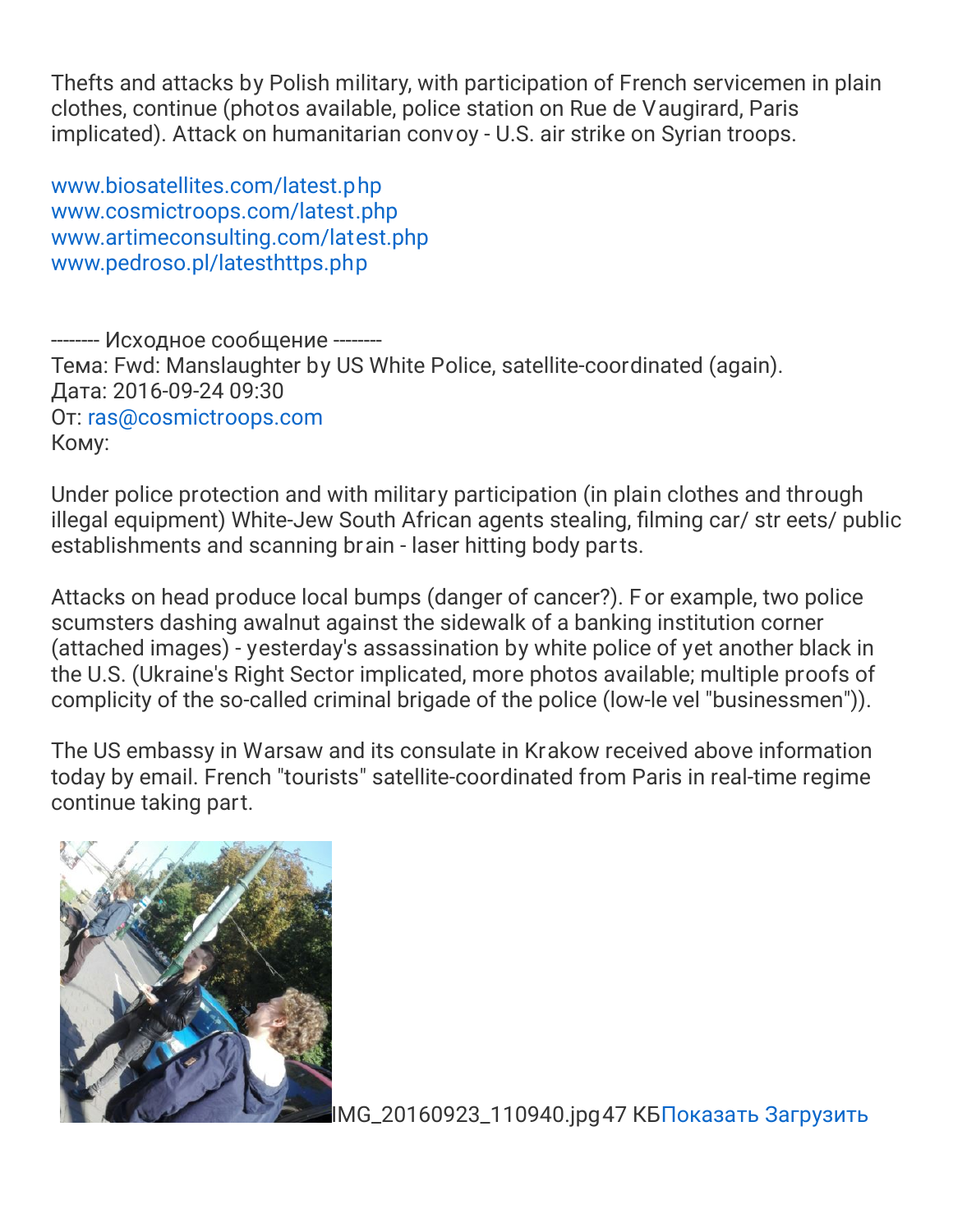Thefts and attacks by Polish military, with participation of French servicemen in plain clothes, continue (photos available, police station on Rue de Vaugirard, Paris implicated). Attack on humanitarian convoy - U.S. air strike on Syrian troops.

www.biosatellites.com/latest.php
www.cosmictroops.com/latest.php
www.artimeconsulting.com/latest.php
www.pedroso.pl/latesthttps.php

-------- Исходное сообщение --------
Тема: Fwd: Manslaughter by US White Police, satellite-coordinated (again).
Дата: 2016-09-24 09:30
От: ras@cosmictroops.com
Кому:

Under police protection and with military participation (in plain clothes and through illegal equipment) White-Jew South African agents stealing, filming car/ str eets/ public establishments and scanning brain - laser hitting body parts.

Attacks on head produce local bumps (danger of cancer?). For example, two police scumsters dashing awalnut against the sidewalk of a banking institution corner (attached images) - yesterday's assassination by white police of yet another black in the U.S. (Ukraine's Right Sector implicated, more photos available; multiple proofs of complicity of the so-called criminal brigade of the police (low-le vel "businessmen")).

The US embassy in Warsaw and its consulate in Krakow received above information today by email. French "tourists" satellite-coordinated from Paris in real-time regime continue taking part.

IMG_20160923_110940.jpg 47 КБ Показать Загрузить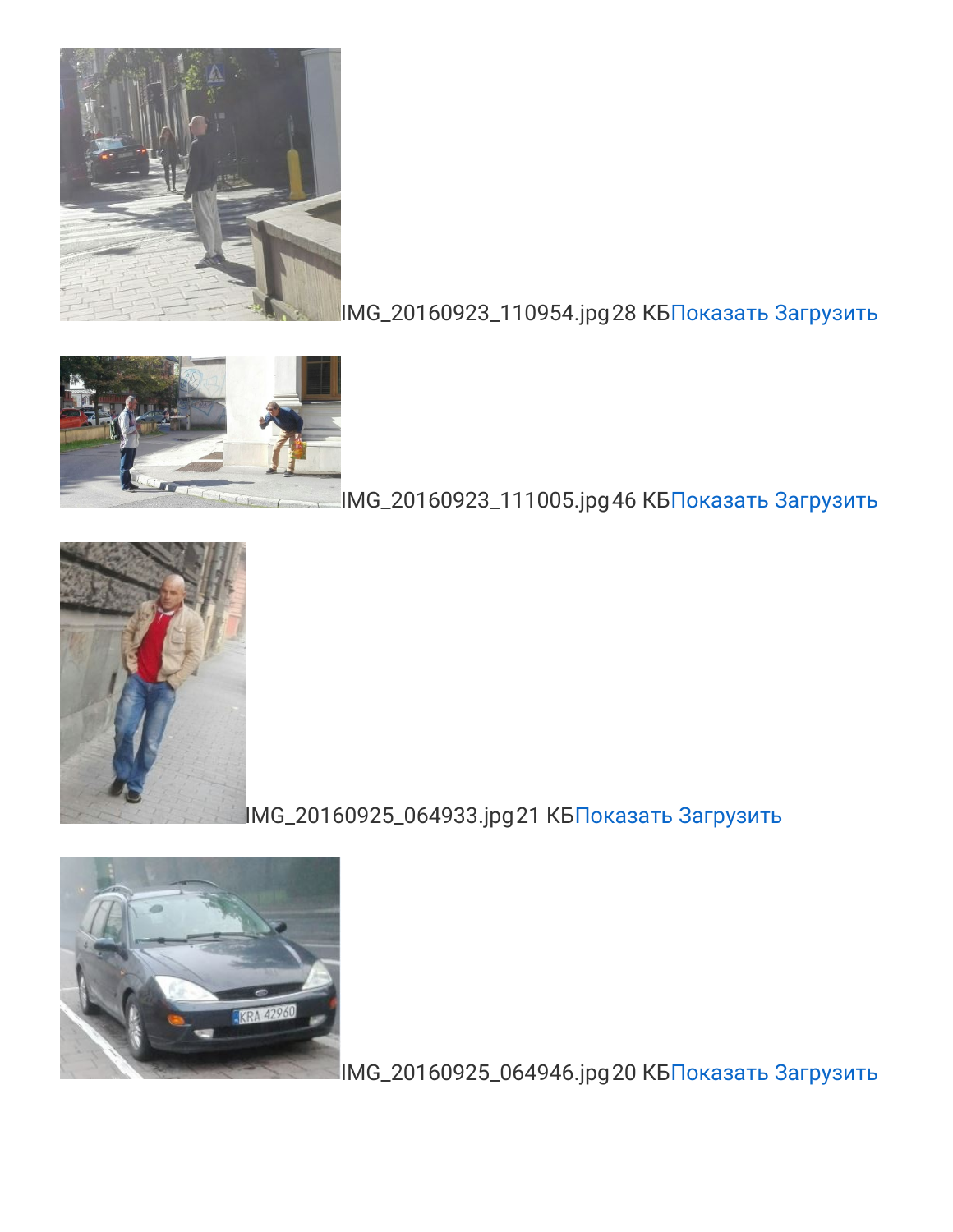IMG_20160923_110954.jpg 28 КБ Показать Загрузить

IMG_20160923_111005.jpg 46 КБ Показать Загрузить

IMG_20160925_064933.jpg 21 КБ Показать Загрузить

IMG_20160925_064946.jpg 20 КБ Показать Загрузить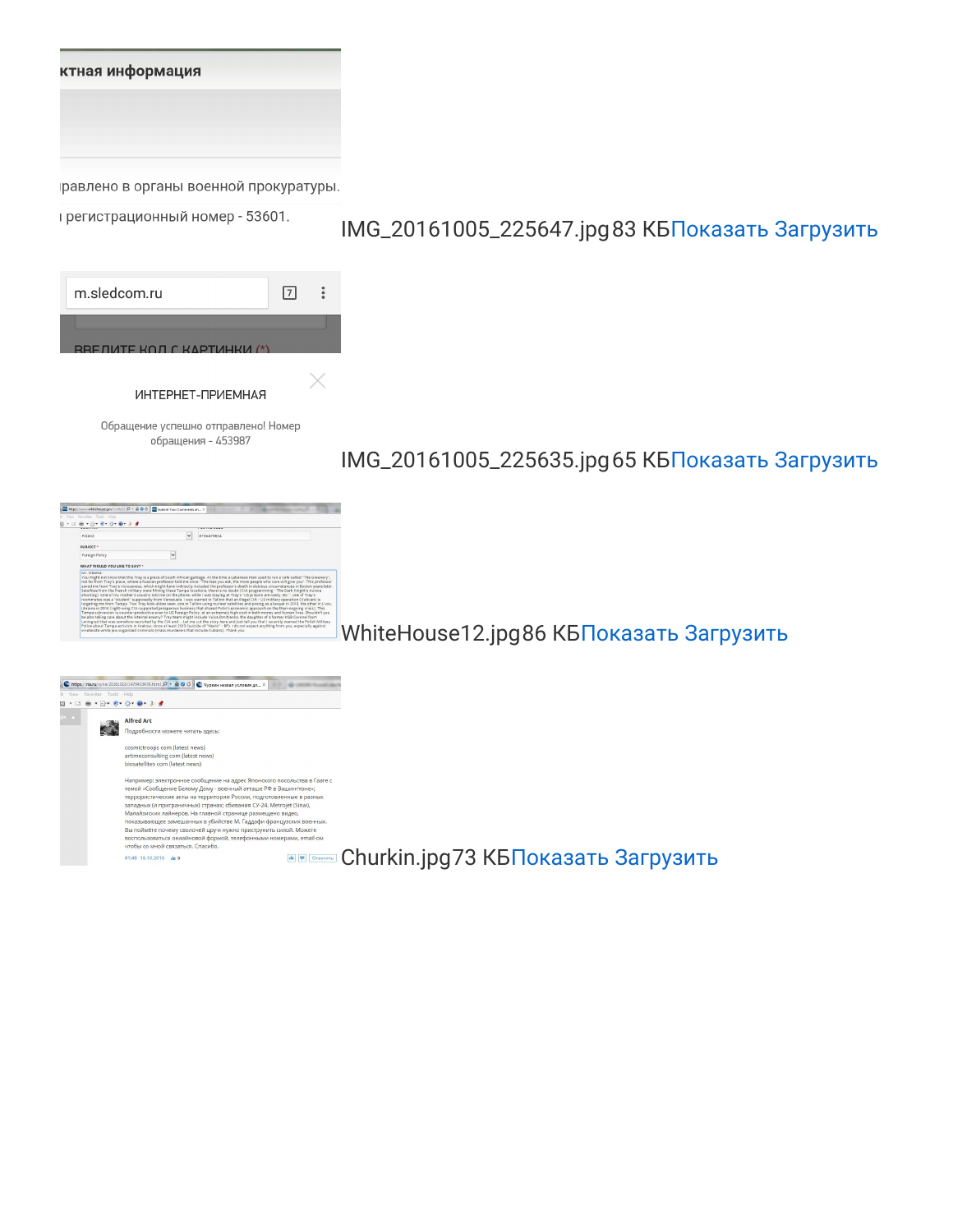ктная информация

правлено в органы военной прокуратуры.

регистрационный номер - 53601.

IMG_20161005_225647.jpg 83 КБ Показать Загрузить

m.sledcom.ru

ВВЕДИТЕ КОД С КАРТИНКИ (*)

ИНТЕРНЕТ-ПРИЕМНАЯ

Обращение успешно отправлено! Номер обращения - 453987

IMG_20161005_225635.jpg 65 КБ Показать Загрузить

WhiteHouse12.jpg 86 КБ Показать Загрузить

Alfred Art

Подробности можете читать здесь:

cosmictroops com (latest news)
artimeconsulting com (latest news)
biosatellites com (latest news)

Например: электронное сообщение на адрес Японского посольства в Гааге с темой «Сообщение Белому Дому - военный атташе РФ в Вашингтоне»; террористические акты на территории России, подготовленные в разных западных (и приграничных) странах; сбивания СУ-24, Metrojet (Sinai), Малайзийских лайнеров. На главной странице размещено видео, показывающее замешанных в убийстве М. Гаддафи французских военных. Вы поймете почему сволочей цру-я нужно приструнить силой. Можете воспользоваться онлайновой формой, телефонными номерами, email-ом чтобы со мной связаться. Спасибо.

Churkin.jpg 73 КБ Показать Загрузить